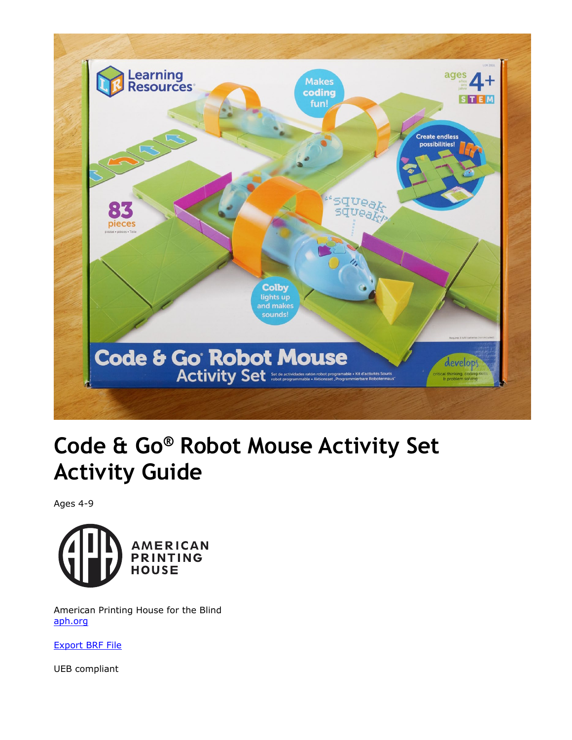# Code & Go® Robot Mouse Activity Set Activity Guide

Ages 4-9

American Printing House for the Blind
aph.org

Export BRF File

UEB compliant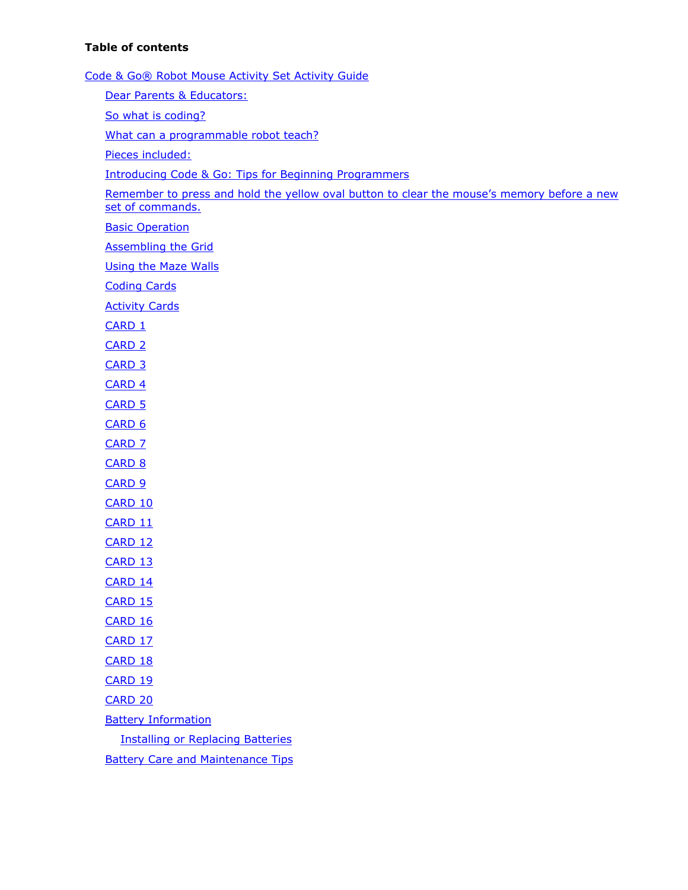**Table of contents**

- Code & Go® Robot Mouse Activity Set Activity Guide
  - Dear Parents & Educators:
  - So what is coding?
  - What can a programmable robot teach?
  - Pieces included:
  - Introducing Code & Go: Tips for Beginning Programmers
  - Remember to press and hold the yellow oval button to clear the mouse's memory before a new set of commands.
  - Basic Operation
  - Assembling the Grid
  - Using the Maze Walls
  - Coding Cards
  - Activity Cards
  - CARD 1
  - CARD 2
  - CARD 3
  - CARD 4
  - CARD 5
  - CARD 6
  - CARD 7
  - CARD 8
  - CARD 9
  - CARD 10
  - CARD 11
  - CARD 12
  - CARD 13
  - CARD 14
  - CARD 15
  - CARD 16
  - CARD 17
  - CARD 18
  - CARD 19
  - CARD 20
  - Battery Information
    - Installing or Replacing Batteries
  - Battery Care and Maintenance Tips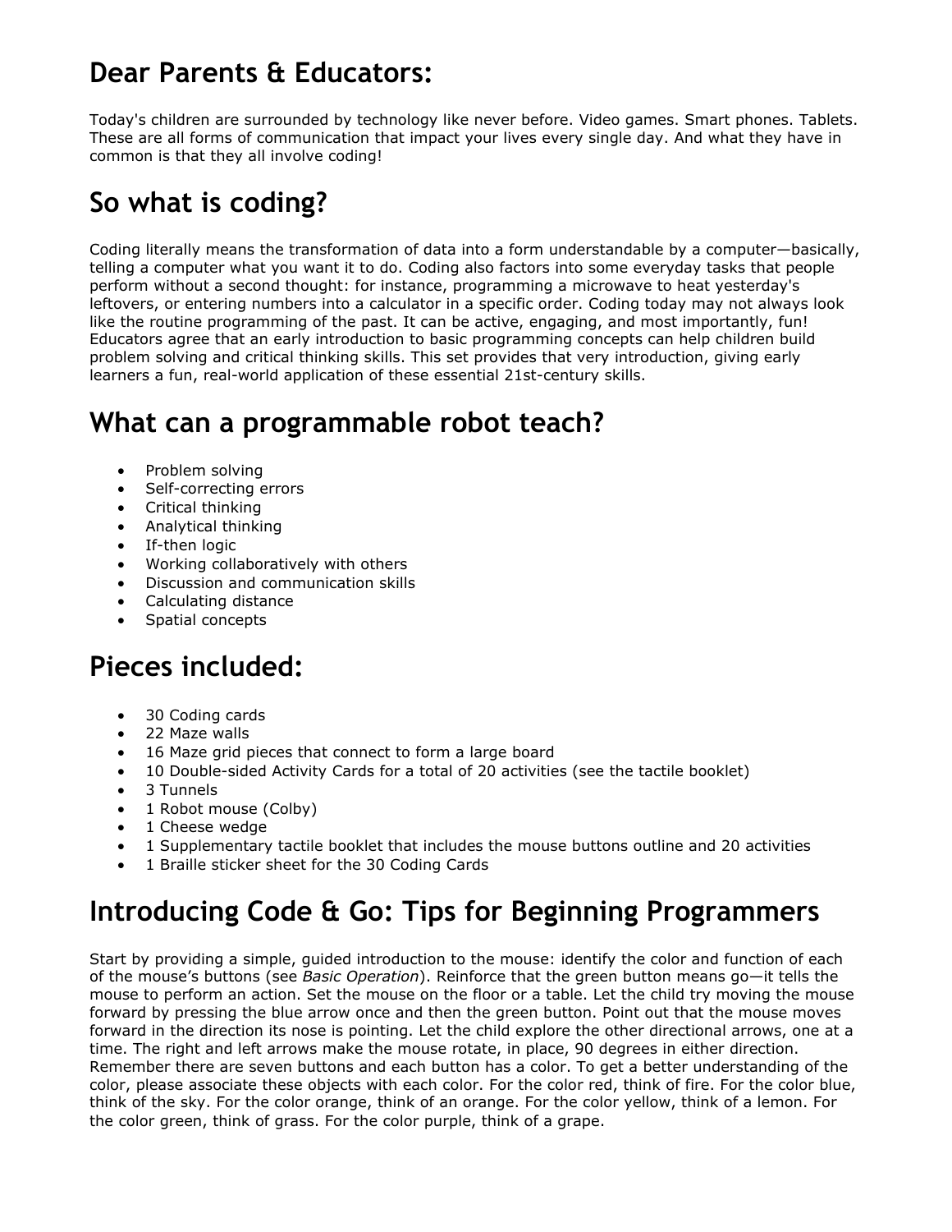# Dear Parents & Educators:

Today's children are surrounded by technology like never before. Video games. Smart phones. Tablets. These are all forms of communication that impact your lives every single day. And what they have in common is that they all involve coding!

# So what is coding?

Coding literally means the transformation of data into a form understandable by a computer—basically, telling a computer what you want it to do. Coding also factors into some everyday tasks that people perform without a second thought: for instance, programming a microwave to heat yesterday's leftovers, or entering numbers into a calculator in a specific order. Coding today may not always look like the routine programming of the past. It can be active, engaging, and most importantly, fun! Educators agree that an early introduction to basic programming concepts can help children build problem solving and critical thinking skills. This set provides that very introduction, giving early learners a fun, real-world application of these essential 21st-century skills.

# What can a programmable robot teach?

- Problem solving
- Self-correcting errors
- Critical thinking
- Analytical thinking
- If-then logic
- Working collaboratively with others
- Discussion and communication skills
- Calculating distance
- Spatial concepts

# Pieces included:

- 30 Coding cards
- 22 Maze walls
- 16 Maze grid pieces that connect to form a large board
- 10 Double-sided Activity Cards for a total of 20 activities (see the tactile booklet)
- 3 Tunnels
- 1 Robot mouse (Colby)
- 1 Cheese wedge
- 1 Supplementary tactile booklet that includes the mouse buttons outline and 20 activities
- 1 Braille sticker sheet for the 30 Coding Cards

# Introducing Code & Go: Tips for Beginning Programmers

Start by providing a simple, guided introduction to the mouse: identify the color and function of each of the mouse's buttons (see *Basic Operation*). Reinforce that the green button means go—it tells the mouse to perform an action. Set the mouse on the floor or a table. Let the child try moving the mouse forward by pressing the blue arrow once and then the green button. Point out that the mouse moves forward in the direction its nose is pointing. Let the child explore the other directional arrows, one at a time. The right and left arrows make the mouse rotate, in place, 90 degrees in either direction. Remember there are seven buttons and each button has a color. To get a better understanding of the color, please associate these objects with each color. For the color red, think of fire. For the color blue, think of the sky. For the color orange, think of an orange. For the color yellow, think of a lemon. For the color green, think of grass. For the color purple, think of a grape.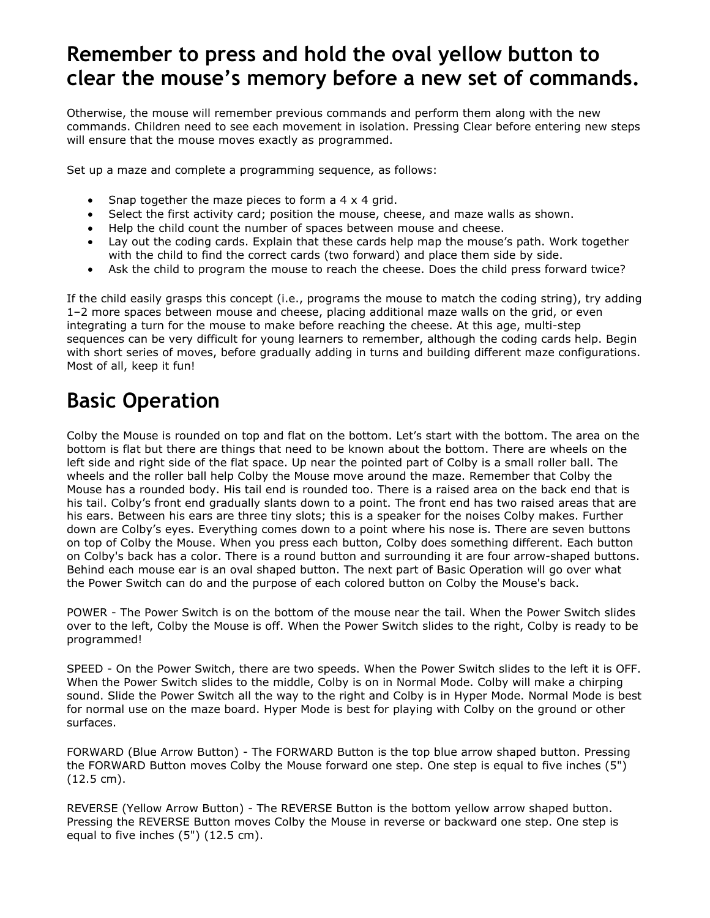## Remember to press and hold the oval yellow button to clear the mouse's memory before a new set of commands.

Otherwise, the mouse will remember previous commands and perform them along with the new commands. Children need to see each movement in isolation. Pressing Clear before entering new steps will ensure that the mouse moves exactly as programmed.

Set up a maze and complete a programming sequence, as follows:

- Snap together the maze pieces to form a 4 x 4 grid.
- Select the first activity card; position the mouse, cheese, and maze walls as shown.
- Help the child count the number of spaces between mouse and cheese.
- Lay out the coding cards. Explain that these cards help map the mouse's path. Work together with the child to find the correct cards (two forward) and place them side by side.
- Ask the child to program the mouse to reach the cheese. Does the child press forward twice?

If the child easily grasps this concept (i.e., programs the mouse to match the coding string), try adding 1–2 more spaces between mouse and cheese, placing additional maze walls on the grid, or even integrating a turn for the mouse to make before reaching the cheese. At this age, multi-step sequences can be very difficult for young learners to remember, although the coding cards help. Begin with short series of moves, before gradually adding in turns and building different maze configurations. Most of all, keep it fun!

# Basic Operation

Colby the Mouse is rounded on top and flat on the bottom. Let's start with the bottom. The area on the bottom is flat but there are things that need to be known about the bottom. There are wheels on the left side and right side of the flat space. Up near the pointed part of Colby is a small roller ball. The wheels and the roller ball help Colby the Mouse move around the maze. Remember that Colby the Mouse has a rounded body. His tail end is rounded too. There is a raised area on the back end that is his tail. Colby's front end gradually slants down to a point. The front end has two raised areas that are his ears. Between his ears are three tiny slots; this is a speaker for the noises Colby makes. Further down are Colby's eyes. Everything comes down to a point where his nose is. There are seven buttons on top of Colby the Mouse. When you press each button, Colby does something different. Each button on Colby's back has a color. There is a round button and surrounding it are four arrow-shaped buttons. Behind each mouse ear is an oval shaped button. The next part of Basic Operation will go over what the Power Switch can do and the purpose of each colored button on Colby the Mouse's back.

POWER - The Power Switch is on the bottom of the mouse near the tail. When the Power Switch slides over to the left, Colby the Mouse is off. When the Power Switch slides to the right, Colby is ready to be programmed!

SPEED - On the Power Switch, there are two speeds. When the Power Switch slides to the left it is OFF. When the Power Switch slides to the middle, Colby is on in Normal Mode. Colby will make a chirping sound. Slide the Power Switch all the way to the right and Colby is in Hyper Mode. Normal Mode is best for normal use on the maze board. Hyper Mode is best for playing with Colby on the ground or other surfaces.

FORWARD (Blue Arrow Button) - The FORWARD Button is the top blue arrow shaped button. Pressing the FORWARD Button moves Colby the Mouse forward one step. One step is equal to five inches (5") (12.5 cm).

REVERSE (Yellow Arrow Button) - The REVERSE Button is the bottom yellow arrow shaped button. Pressing the REVERSE Button moves Colby the Mouse in reverse or backward one step. One step is equal to five inches (5") (12.5 cm).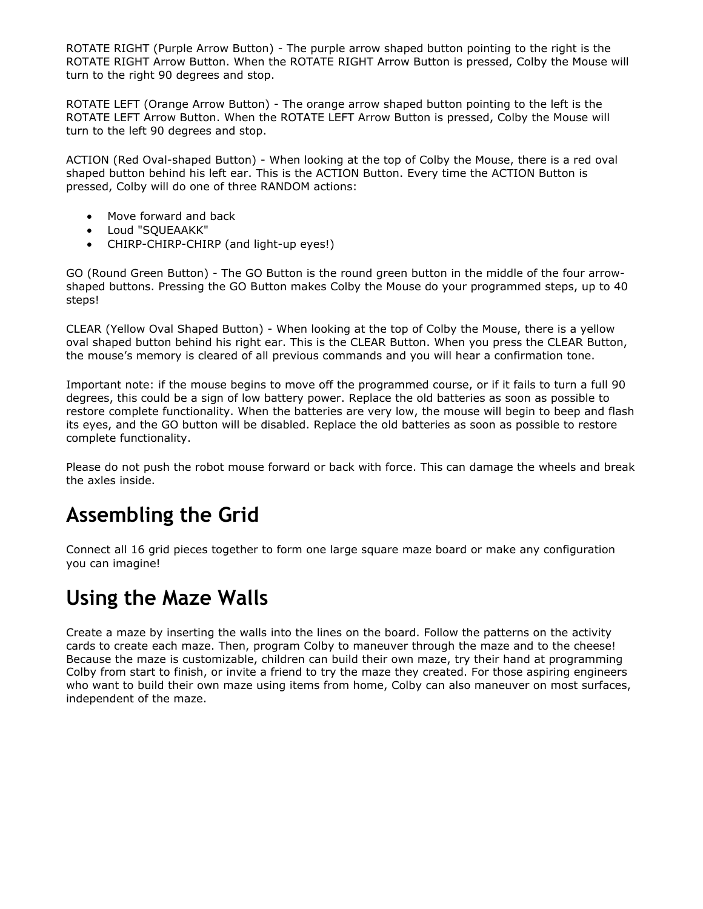ROTATE RIGHT (Purple Arrow Button) - The purple arrow shaped button pointing to the right is the ROTATE RIGHT Arrow Button. When the ROTATE RIGHT Arrow Button is pressed, Colby the Mouse will turn to the right 90 degrees and stop.

ROTATE LEFT (Orange Arrow Button) - The orange arrow shaped button pointing to the left is the ROTATE LEFT Arrow Button. When the ROTATE LEFT Arrow Button is pressed, Colby the Mouse will turn to the left 90 degrees and stop.

ACTION (Red Oval-shaped Button) - When looking at the top of Colby the Mouse, there is a red oval shaped button behind his left ear. This is the ACTION Button. Every time the ACTION Button is pressed, Colby will do one of three RANDOM actions:

- Move forward and back
- Loud "SQUEAAKK"
- CHIRP-CHIRP-CHIRP (and light-up eyes!)

GO (Round Green Button) - The GO Button is the round green button in the middle of the four arrow-shaped buttons. Pressing the GO Button makes Colby the Mouse do your programmed steps, up to 40 steps!

CLEAR (Yellow Oval Shaped Button) - When looking at the top of Colby the Mouse, there is a yellow oval shaped button behind his right ear. This is the CLEAR Button. When you press the CLEAR Button, the mouse's memory is cleared of all previous commands and you will hear a confirmation tone.

Important note: if the mouse begins to move off the programmed course, or if it fails to turn a full 90 degrees, this could be a sign of low battery power. Replace the old batteries as soon as possible to restore complete functionality. When the batteries are very low, the mouse will begin to beep and flash its eyes, and the GO button will be disabled. Replace the old batteries as soon as possible to restore complete functionality.

Please do not push the robot mouse forward or back with force. This can damage the wheels and break the axles inside.

# Assembling the Grid

Connect all 16 grid pieces together to form one large square maze board or make any configuration you can imagine!

# Using the Maze Walls

Create a maze by inserting the walls into the lines on the board. Follow the patterns on the activity cards to create each maze. Then, program Colby to maneuver through the maze and to the cheese! Because the maze is customizable, children can build their own maze, try their hand at programming Colby from start to finish, or invite a friend to try the maze they created. For those aspiring engineers who want to build their own maze using items from home, Colby can also maneuver on most surfaces, independent of the maze.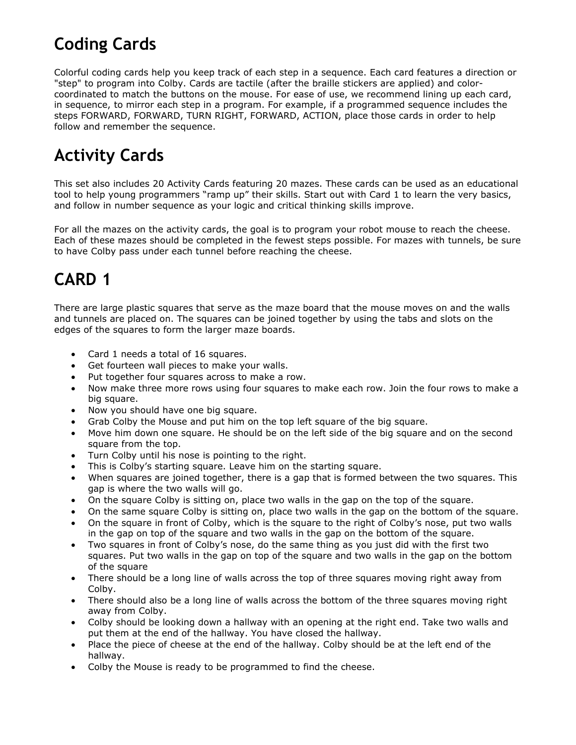# Coding Cards

Colorful coding cards help you keep track of each step in a sequence. Each card features a direction or "step" to program into Colby. Cards are tactile (after the braille stickers are applied) and color-coordinated to match the buttons on the mouse. For ease of use, we recommend lining up each card, in sequence, to mirror each step in a program. For example, if a programmed sequence includes the steps FORWARD, FORWARD, TURN RIGHT, FORWARD, ACTION, place those cards in order to help follow and remember the sequence.

# Activity Cards

This set also includes 20 Activity Cards featuring 20 mazes. These cards can be used as an educational tool to help young programmers "ramp up" their skills. Start out with Card 1 to learn the very basics, and follow in number sequence as your logic and critical thinking skills improve.

For all the mazes on the activity cards, the goal is to program your robot mouse to reach the cheese. Each of these mazes should be completed in the fewest steps possible. For mazes with tunnels, be sure to have Colby pass under each tunnel before reaching the cheese.

# CARD 1

There are large plastic squares that serve as the maze board that the mouse moves on and the walls and tunnels are placed on. The squares can be joined together by using the tabs and slots on the edges of the squares to form the larger maze boards.

- Card 1 needs a total of 16 squares.
- Get fourteen wall pieces to make your walls.
- Put together four squares across to make a row.
- Now make three more rows using four squares to make each row. Join the four rows to make a big square.
- Now you should have one big square.
- Grab Colby the Mouse and put him on the top left square of the big square.
- Move him down one square. He should be on the left side of the big square and on the second square from the top.
- Turn Colby until his nose is pointing to the right.
- This is Colby's starting square. Leave him on the starting square.
- When squares are joined together, there is a gap that is formed between the two squares. This gap is where the two walls will go.
- On the square Colby is sitting on, place two walls in the gap on the top of the square.
- On the same square Colby is sitting on, place two walls in the gap on the bottom of the square.
- On the square in front of Colby, which is the square to the right of Colby's nose, put two walls in the gap on top of the square and two walls in the gap on the bottom of the square.
- Two squares in front of Colby's nose, do the same thing as you just did with the first two squares. Put two walls in the gap on top of the square and two walls in the gap on the bottom of the square
- There should be a long line of walls across the top of three squares moving right away from Colby.
- There should also be a long line of walls across the bottom of the three squares moving right away from Colby.
- Colby should be looking down a hallway with an opening at the right end. Take two walls and put them at the end of the hallway. You have closed the hallway.
- Place the piece of cheese at the end of the hallway. Colby should be at the left end of the hallway.
- Colby the Mouse is ready to be programmed to find the cheese.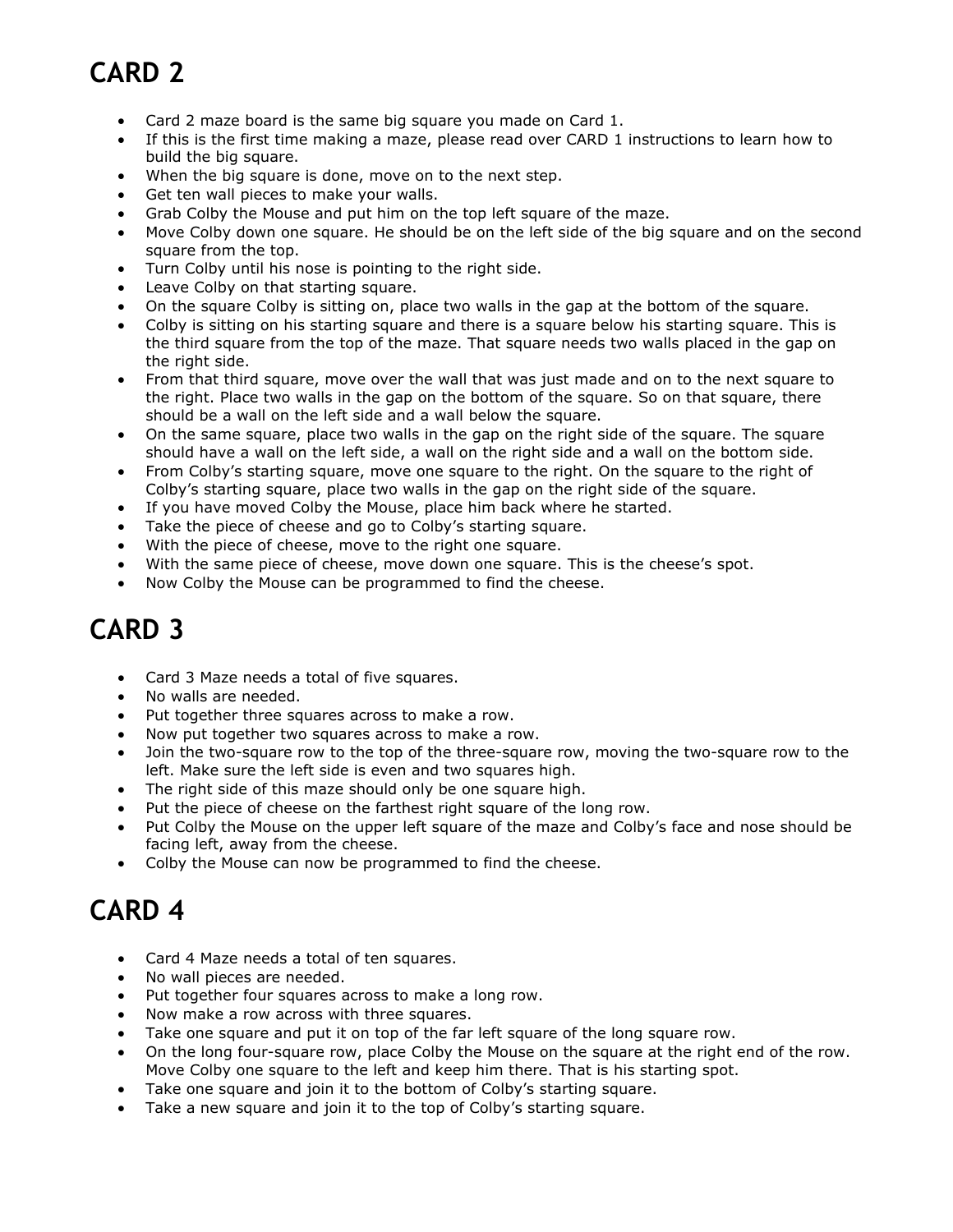# CARD 2

- Card 2 maze board is the same big square you made on Card 1.
- If this is the first time making a maze, please read over CARD 1 instructions to learn how to build the big square.
- When the big square is done, move on to the next step.
- Get ten wall pieces to make your walls.
- Grab Colby the Mouse and put him on the top left square of the maze.
- Move Colby down one square. He should be on the left side of the big square and on the second square from the top.
- Turn Colby until his nose is pointing to the right side.
- Leave Colby on that starting square.
- On the square Colby is sitting on, place two walls in the gap at the bottom of the square.
- Colby is sitting on his starting square and there is a square below his starting square. This is the third square from the top of the maze. That square needs two walls placed in the gap on the right side.
- From that third square, move over the wall that was just made and on to the next square to the right. Place two walls in the gap on the bottom of the square. So on that square, there should be a wall on the left side and a wall below the square.
- On the same square, place two walls in the gap on the right side of the square. The square should have a wall on the left side, a wall on the right side and a wall on the bottom side.
- From Colby's starting square, move one square to the right. On the square to the right of Colby's starting square, place two walls in the gap on the right side of the square.
- If you have moved Colby the Mouse, place him back where he started.
- Take the piece of cheese and go to Colby's starting square.
- With the piece of cheese, move to the right one square.
- With the same piece of cheese, move down one square. This is the cheese's spot.
- Now Colby the Mouse can be programmed to find the cheese.

# CARD 3

- Card 3 Maze needs a total of five squares.
- No walls are needed.
- Put together three squares across to make a row.
- Now put together two squares across to make a row.
- Join the two-square row to the top of the three-square row, moving the two-square row to the left. Make sure the left side is even and two squares high.
- The right side of this maze should only be one square high.
- Put the piece of cheese on the farthest right square of the long row.
- Put Colby the Mouse on the upper left square of the maze and Colby's face and nose should be facing left, away from the cheese.
- Colby the Mouse can now be programmed to find the cheese.

# CARD 4

- Card 4 Maze needs a total of ten squares.
- No wall pieces are needed.
- Put together four squares across to make a long row.
- Now make a row across with three squares.
- Take one square and put it on top of the far left square of the long square row.
- On the long four-square row, place Colby the Mouse on the square at the right end of the row. Move Colby one square to the left and keep him there. That is his starting spot.
- Take one square and join it to the bottom of Colby's starting square.
- Take a new square and join it to the top of Colby's starting square.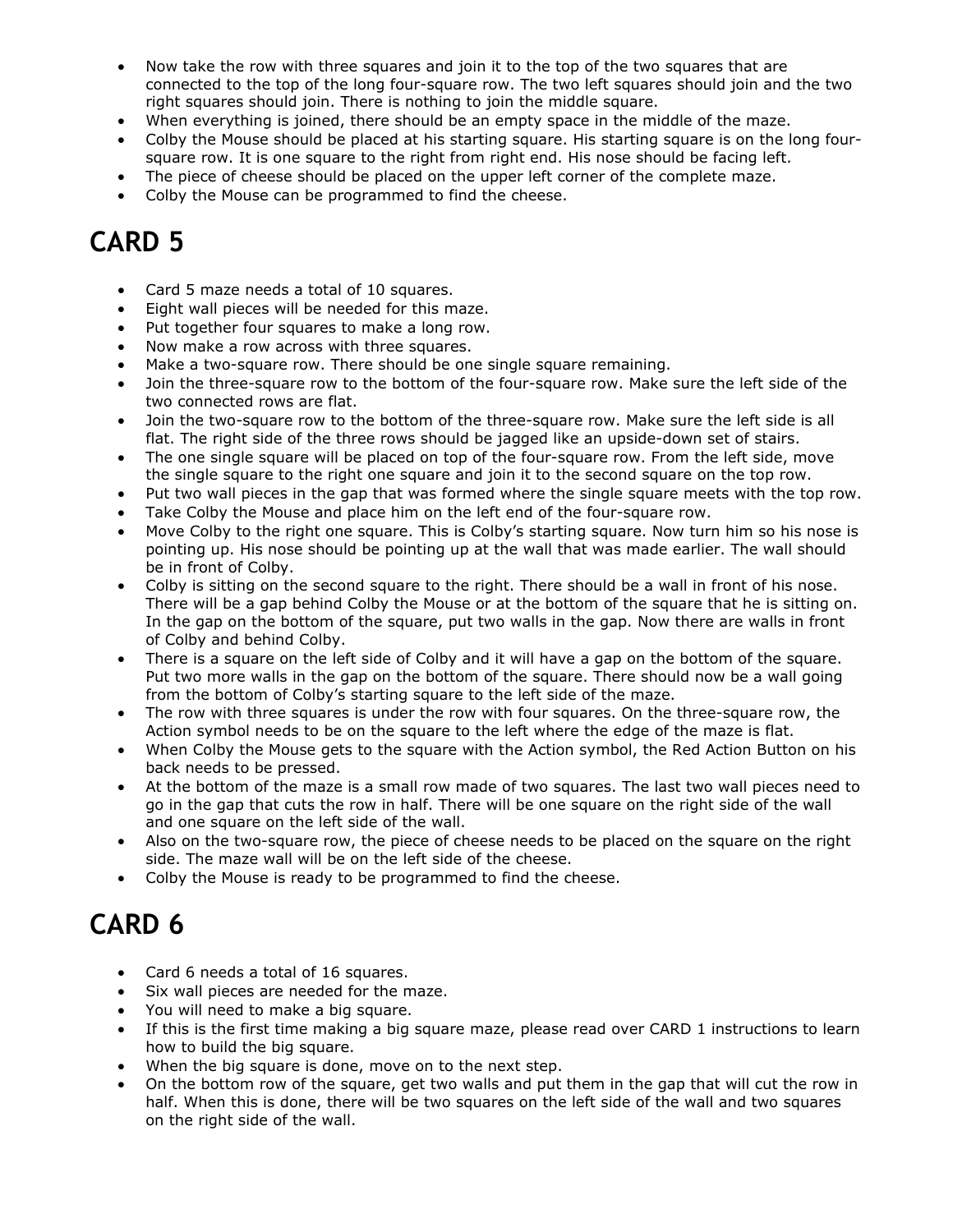- Now take the row with three squares and join it to the top of the two squares that are connected to the top of the long four-square row. The two left squares should join and the two right squares should join. There is nothing to join the middle square.
- When everything is joined, there should be an empty space in the middle of the maze.
- Colby the Mouse should be placed at his starting square. His starting square is on the long four-square row. It is one square to the right from right end. His nose should be facing left.
- The piece of cheese should be placed on the upper left corner of the complete maze.
- Colby the Mouse can be programmed to find the cheese.

# CARD 5

- Card 5 maze needs a total of 10 squares.
- Eight wall pieces will be needed for this maze.
- Put together four squares to make a long row.
- Now make a row across with three squares.
- Make a two-square row. There should be one single square remaining.
- Join the three-square row to the bottom of the four-square row. Make sure the left side of the two connected rows are flat.
- Join the two-square row to the bottom of the three-square row. Make sure the left side is all flat. The right side of the three rows should be jagged like an upside-down set of stairs.
- The one single square will be placed on top of the four-square row. From the left side, move the single square to the right one square and join it to the second square on the top row.
- Put two wall pieces in the gap that was formed where the single square meets with the top row.
- Take Colby the Mouse and place him on the left end of the four-square row.
- Move Colby to the right one square. This is Colby's starting square. Now turn him so his nose is pointing up. His nose should be pointing up at the wall that was made earlier. The wall should be in front of Colby.
- Colby is sitting on the second square to the right. There should be a wall in front of his nose. There will be a gap behind Colby the Mouse or at the bottom of the square that he is sitting on. In the gap on the bottom of the square, put two walls in the gap. Now there are walls in front of Colby and behind Colby.
- There is a square on the left side of Colby and it will have a gap on the bottom of the square. Put two more walls in the gap on the bottom of the square. There should now be a wall going from the bottom of Colby's starting square to the left side of the maze.
- The row with three squares is under the row with four squares. On the three-square row, the Action symbol needs to be on the square to the left where the edge of the maze is flat.
- When Colby the Mouse gets to the square with the Action symbol, the Red Action Button on his back needs to be pressed.
- At the bottom of the maze is a small row made of two squares. The last two wall pieces need to go in the gap that cuts the row in half. There will be one square on the right side of the wall and one square on the left side of the wall.
- Also on the two-square row, the piece of cheese needs to be placed on the square on the right side. The maze wall will be on the left side of the cheese.
- Colby the Mouse is ready to be programmed to find the cheese.

# CARD 6

- Card 6 needs a total of 16 squares.
- Six wall pieces are needed for the maze.
- You will need to make a big square.
- If this is the first time making a big square maze, please read over CARD 1 instructions to learn how to build the big square.
- When the big square is done, move on to the next step.
- On the bottom row of the square, get two walls and put them in the gap that will cut the row in half. When this is done, there will be two squares on the left side of the wall and two squares on the right side of the wall.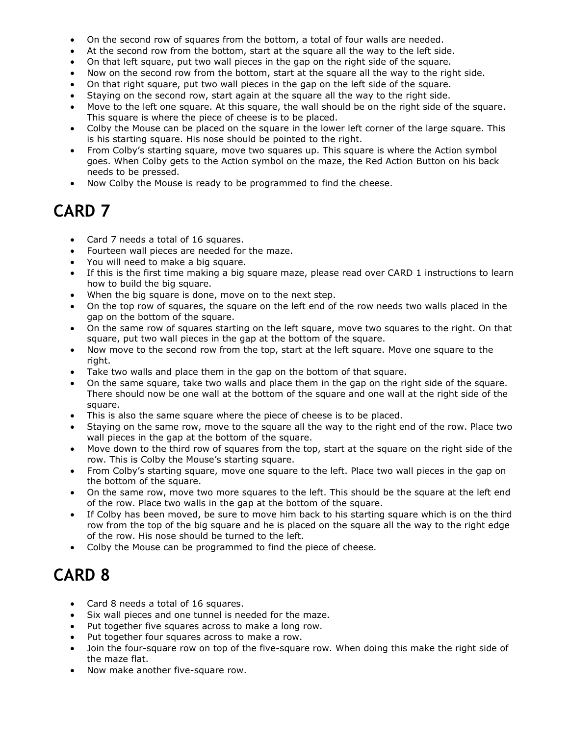- On the second row of squares from the bottom, a total of four walls are needed.
- At the second row from the bottom, start at the square all the way to the left side.
- On that left square, put two wall pieces in the gap on the right side of the square.
- Now on the second row from the bottom, start at the square all the way to the right side.
- On that right square, put two wall pieces in the gap on the left side of the square.
- Staying on the second row, start again at the square all the way to the right side.
- Move to the left one square. At this square, the wall should be on the right side of the square. This square is where the piece of cheese is to be placed.
- Colby the Mouse can be placed on the square in the lower left corner of the large square. This is his starting square. His nose should be pointed to the right.
- From Colby's starting square, move two squares up. This square is where the Action symbol goes. When Colby gets to the Action symbol on the maze, the Red Action Button on his back needs to be pressed.
- Now Colby the Mouse is ready to be programmed to find the cheese.

# CARD 7

- Card 7 needs a total of 16 squares.
- Fourteen wall pieces are needed for the maze.
- You will need to make a big square.
- If this is the first time making a big square maze, please read over CARD 1 instructions to learn how to build the big square.
- When the big square is done, move on to the next step.
- On the top row of squares, the square on the left end of the row needs two walls placed in the gap on the bottom of the square.
- On the same row of squares starting on the left square, move two squares to the right. On that square, put two wall pieces in the gap at the bottom of the square.
- Now move to the second row from the top, start at the left square. Move one square to the right.
- Take two walls and place them in the gap on the bottom of that square.
- On the same square, take two walls and place them in the gap on the right side of the square. There should now be one wall at the bottom of the square and one wall at the right side of the square.
- This is also the same square where the piece of cheese is to be placed.
- Staying on the same row, move to the square all the way to the right end of the row. Place two wall pieces in the gap at the bottom of the square.
- Move down to the third row of squares from the top, start at the square on the right side of the row. This is Colby the Mouse's starting square.
- From Colby's starting square, move one square to the left. Place two wall pieces in the gap on the bottom of the square.
- On the same row, move two more squares to the left. This should be the square at the left end of the row. Place two walls in the gap at the bottom of the square.
- If Colby has been moved, be sure to move him back to his starting square which is on the third row from the top of the big square and he is placed on the square all the way to the right edge of the row. His nose should be turned to the left.
- Colby the Mouse can be programmed to find the piece of cheese.

# CARD 8

- Card 8 needs a total of 16 squares.
- Six wall pieces and one tunnel is needed for the maze.
- Put together five squares across to make a long row.
- Put together four squares across to make a row.
- Join the four-square row on top of the five-square row. When doing this make the right side of the maze flat.
- Now make another five-square row.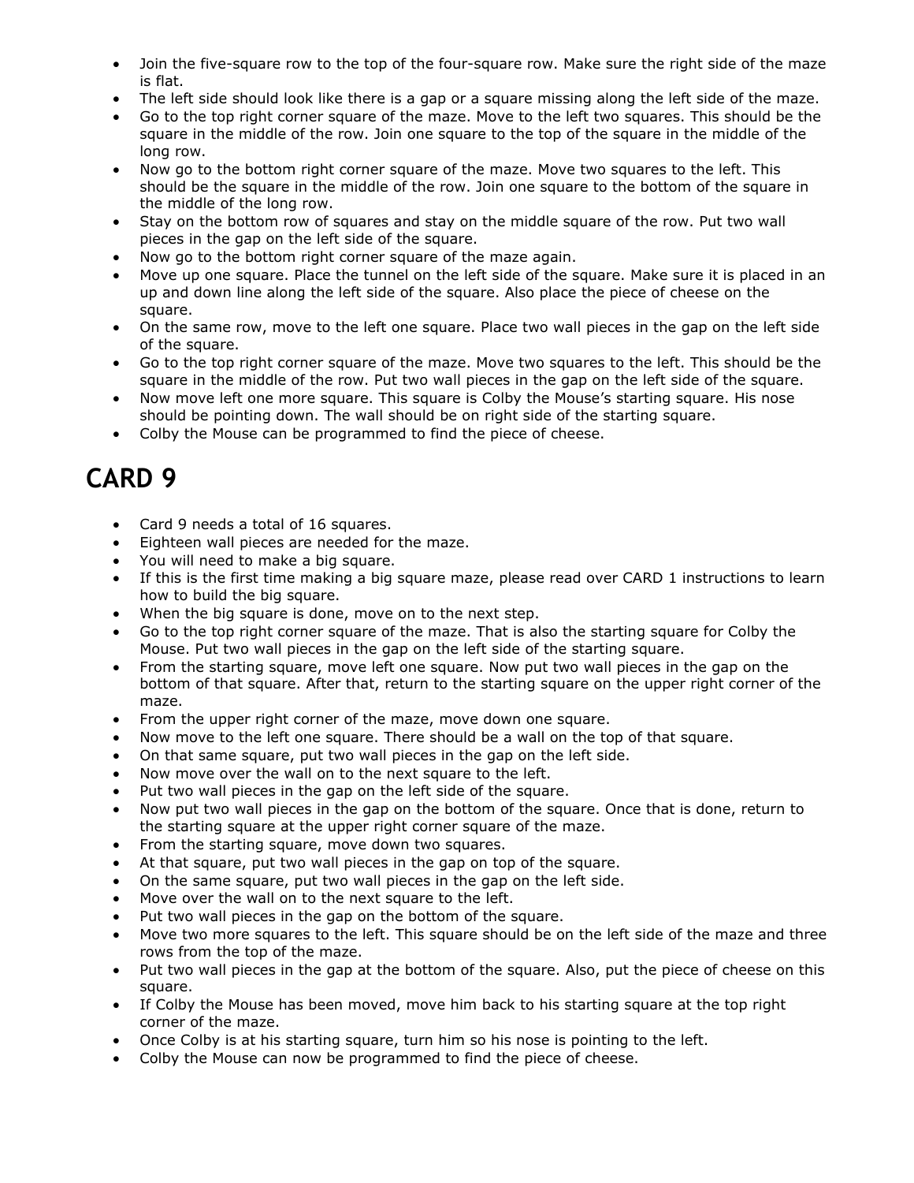- Join the five-square row to the top of the four-square row. Make sure the right side of the maze is flat.
- The left side should look like there is a gap or a square missing along the left side of the maze.
- Go to the top right corner square of the maze. Move to the left two squares. This should be the square in the middle of the row. Join one square to the top of the square in the middle of the long row.
- Now go to the bottom right corner square of the maze. Move two squares to the left. This should be the square in the middle of the row. Join one square to the bottom of the square in the middle of the long row.
- Stay on the bottom row of squares and stay on the middle square of the row. Put two wall pieces in the gap on the left side of the square.
- Now go to the bottom right corner square of the maze again.
- Move up one square. Place the tunnel on the left side of the square. Make sure it is placed in an up and down line along the left side of the square. Also place the piece of cheese on the square.
- On the same row, move to the left one square. Place two wall pieces in the gap on the left side of the square.
- Go to the top right corner square of the maze. Move two squares to the left. This should be the square in the middle of the row. Put two wall pieces in the gap on the left side of the square.
- Now move left one more square. This square is Colby the Mouse's starting square. His nose should be pointing down. The wall should be on right side of the starting square.
- Colby the Mouse can be programmed to find the piece of cheese.

# CARD 9

- Card 9 needs a total of 16 squares.
- Eighteen wall pieces are needed for the maze.
- You will need to make a big square.
- If this is the first time making a big square maze, please read over CARD 1 instructions to learn how to build the big square.
- When the big square is done, move on to the next step.
- Go to the top right corner square of the maze. That is also the starting square for Colby the Mouse. Put two wall pieces in the gap on the left side of the starting square.
- From the starting square, move left one square. Now put two wall pieces in the gap on the bottom of that square. After that, return to the starting square on the upper right corner of the maze.
- From the upper right corner of the maze, move down one square.
- Now move to the left one square. There should be a wall on the top of that square.
- On that same square, put two wall pieces in the gap on the left side.
- Now move over the wall on to the next square to the left.
- Put two wall pieces in the gap on the left side of the square.
- Now put two wall pieces in the gap on the bottom of the square. Once that is done, return to the starting square at the upper right corner square of the maze.
- From the starting square, move down two squares.
- At that square, put two wall pieces in the gap on top of the square.
- On the same square, put two wall pieces in the gap on the left side.
- Move over the wall on to the next square to the left.
- Put two wall pieces in the gap on the bottom of the square.
- Move two more squares to the left. This square should be on the left side of the maze and three rows from the top of the maze.
- Put two wall pieces in the gap at the bottom of the square. Also, put the piece of cheese on this square.
- If Colby the Mouse has been moved, move him back to his starting square at the top right corner of the maze.
- Once Colby is at his starting square, turn him so his nose is pointing to the left.
- Colby the Mouse can now be programmed to find the piece of cheese.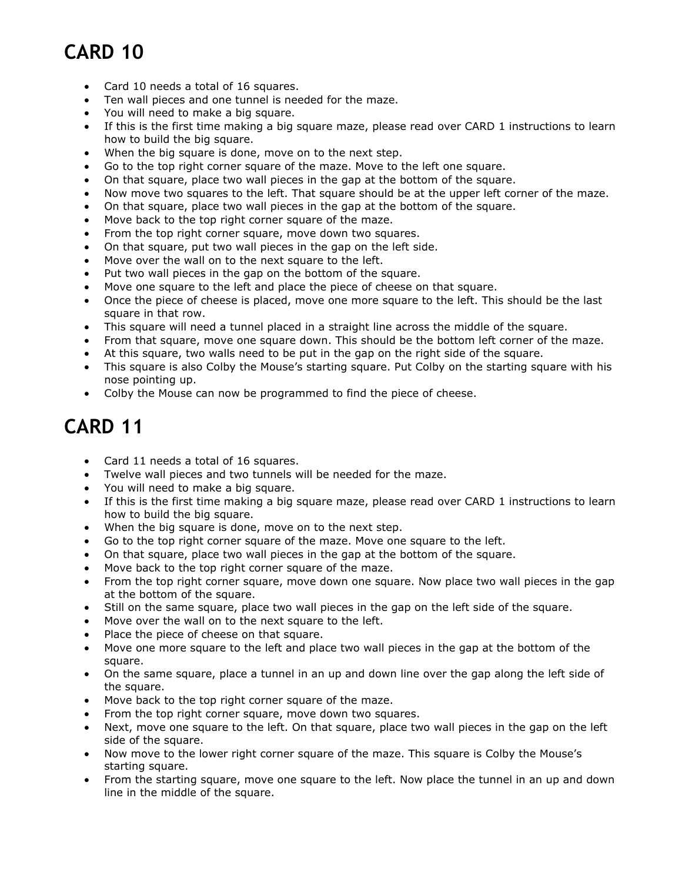# CARD 10

- Card 10 needs a total of 16 squares.
- Ten wall pieces and one tunnel is needed for the maze.
- You will need to make a big square.
- If this is the first time making a big square maze, please read over CARD 1 instructions to learn how to build the big square.
- When the big square is done, move on to the next step.
- Go to the top right corner square of the maze. Move to the left one square.
- On that square, place two wall pieces in the gap at the bottom of the square.
- Now move two squares to the left. That square should be at the upper left corner of the maze.
- On that square, place two wall pieces in the gap at the bottom of the square.
- Move back to the top right corner square of the maze.
- From the top right corner square, move down two squares.
- On that square, put two wall pieces in the gap on the left side.
- Move over the wall on to the next square to the left.
- Put two wall pieces in the gap on the bottom of the square.
- Move one square to the left and place the piece of cheese on that square.
- Once the piece of cheese is placed, move one more square to the left. This should be the last square in that row.
- This square will need a tunnel placed in a straight line across the middle of the square.
- From that square, move one square down. This should be the bottom left corner of the maze.
- At this square, two walls need to be put in the gap on the right side of the square.
- This square is also Colby the Mouse's starting square. Put Colby on the starting square with his nose pointing up.
- Colby the Mouse can now be programmed to find the piece of cheese.

# CARD 11

- Card 11 needs a total of 16 squares.
- Twelve wall pieces and two tunnels will be needed for the maze.
- You will need to make a big square.
- If this is the first time making a big square maze, please read over CARD 1 instructions to learn how to build the big square.
- When the big square is done, move on to the next step.
- Go to the top right corner square of the maze. Move one square to the left.
- On that square, place two wall pieces in the gap at the bottom of the square.
- Move back to the top right corner square of the maze.
- From the top right corner square, move down one square. Now place two wall pieces in the gap at the bottom of the square.
- Still on the same square, place two wall pieces in the gap on the left side of the square.
- Move over the wall on to the next square to the left.
- Place the piece of cheese on that square.
- Move one more square to the left and place two wall pieces in the gap at the bottom of the square.
- On the same square, place a tunnel in an up and down line over the gap along the left side of the square.
- Move back to the top right corner square of the maze.
- From the top right corner square, move down two squares.
- Next, move one square to the left. On that square, place two wall pieces in the gap on the left side of the square.
- Now move to the lower right corner square of the maze. This square is Colby the Mouse's starting square.
- From the starting square, move one square to the left. Now place the tunnel in an up and down line in the middle of the square.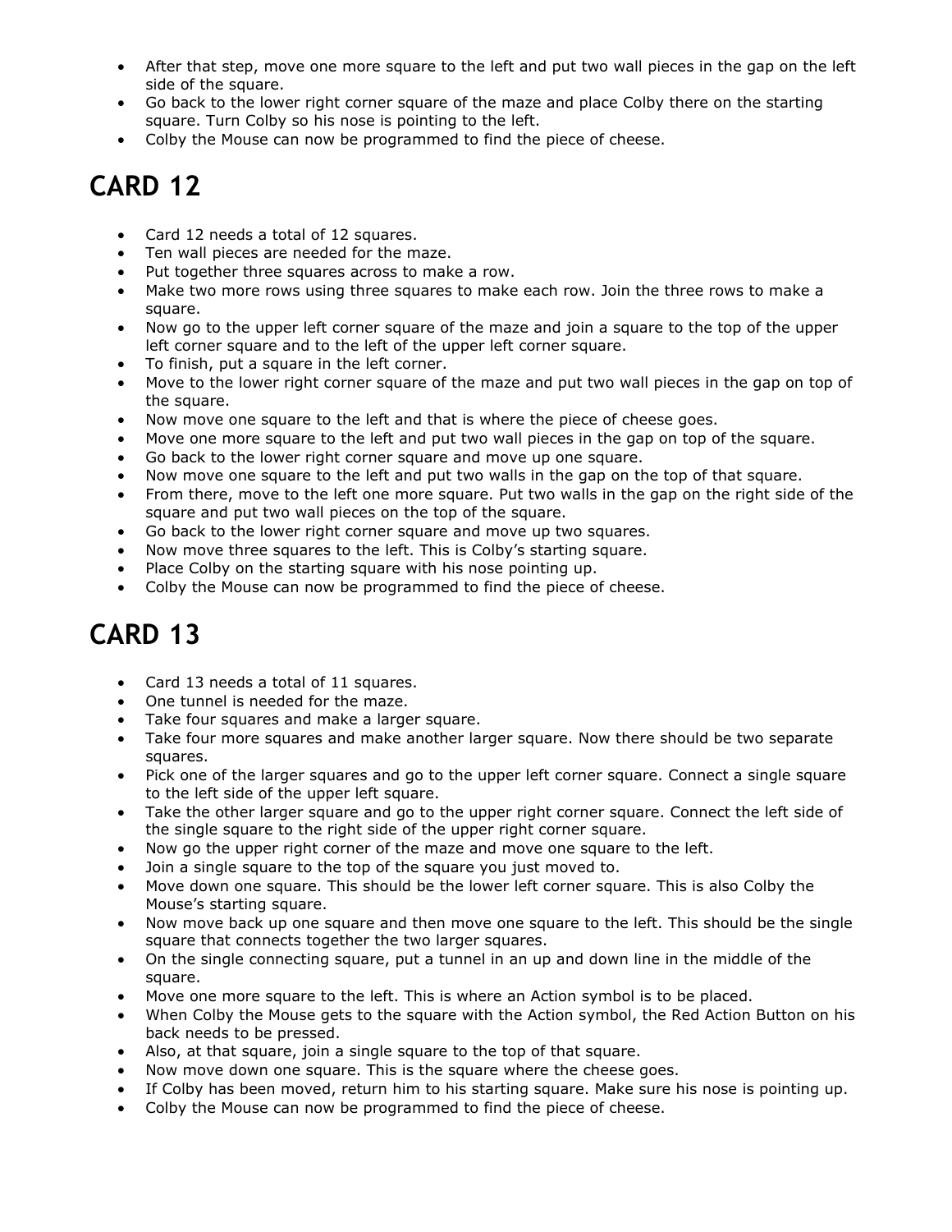- After that step, move one more square to the left and put two wall pieces in the gap on the left side of the square.
- Go back to the lower right corner square of the maze and place Colby there on the starting square. Turn Colby so his nose is pointing to the left.
- Colby the Mouse can now be programmed to find the piece of cheese.

# CARD 12

- Card 12 needs a total of 12 squares.
- Ten wall pieces are needed for the maze.
- Put together three squares across to make a row.
- Make two more rows using three squares to make each row. Join the three rows to make a square.
- Now go to the upper left corner square of the maze and join a square to the top of the upper left corner square and to the left of the upper left corner square.
- To finish, put a square in the left corner.
- Move to the lower right corner square of the maze and put two wall pieces in the gap on top of the square.
- Now move one square to the left and that is where the piece of cheese goes.
- Move one more square to the left and put two wall pieces in the gap on top of the square.
- Go back to the lower right corner square and move up one square.
- Now move one square to the left and put two walls in the gap on the top of that square.
- From there, move to the left one more square. Put two walls in the gap on the right side of the square and put two wall pieces on the top of the square.
- Go back to the lower right corner square and move up two squares.
- Now move three squares to the left. This is Colby's starting square.
- Place Colby on the starting square with his nose pointing up.
- Colby the Mouse can now be programmed to find the piece of cheese.

# CARD 13

- Card 13 needs a total of 11 squares.
- One tunnel is needed for the maze.
- Take four squares and make a larger square.
- Take four more squares and make another larger square. Now there should be two separate squares.
- Pick one of the larger squares and go to the upper left corner square. Connect a single square to the left side of the upper left square.
- Take the other larger square and go to the upper right corner square. Connect the left side of the single square to the right side of the upper right corner square.
- Now go the upper right corner of the maze and move one square to the left.
- Join a single square to the top of the square you just moved to.
- Move down one square. This should be the lower left corner square. This is also Colby the Mouse's starting square.
- Now move back up one square and then move one square to the left. This should be the single square that connects together the two larger squares.
- On the single connecting square, put a tunnel in an up and down line in the middle of the square.
- Move one more square to the left. This is where an Action symbol is to be placed.
- When Colby the Mouse gets to the square with the Action symbol, the Red Action Button on his back needs to be pressed.
- Also, at that square, join a single square to the top of that square.
- Now move down one square. This is the square where the cheese goes.
- If Colby has been moved, return him to his starting square. Make sure his nose is pointing up.
- Colby the Mouse can now be programmed to find the piece of cheese.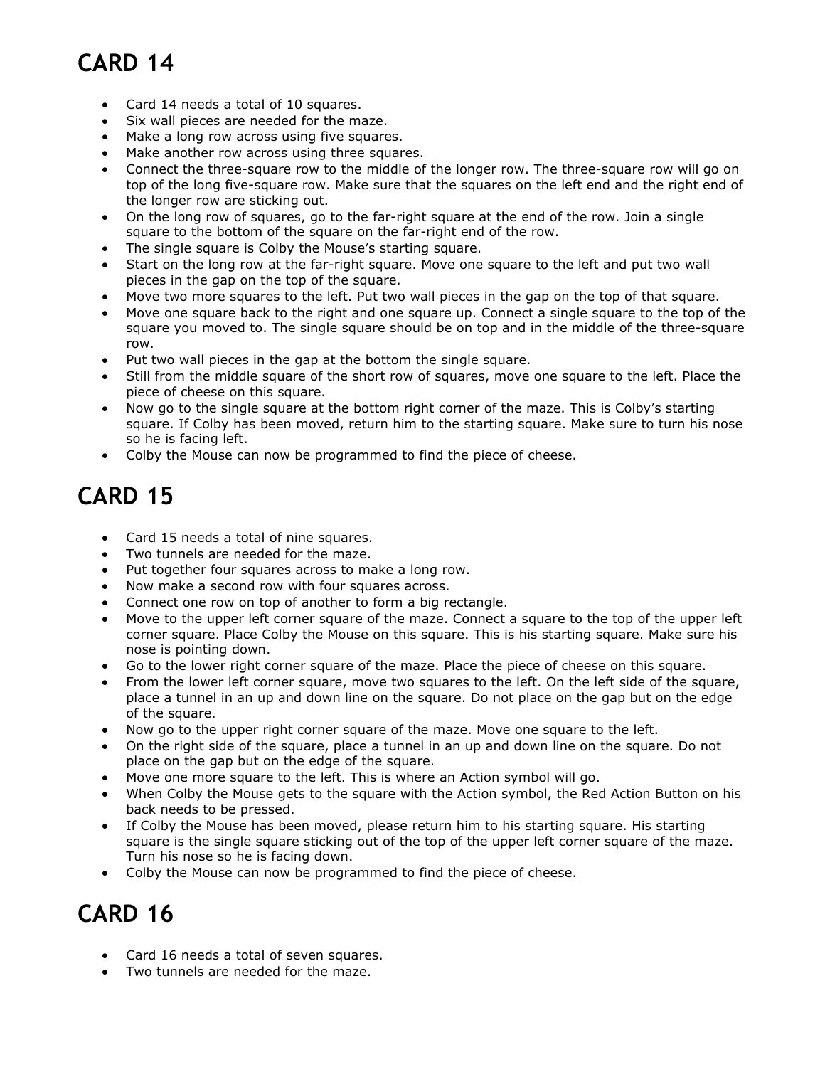# CARD 14

- Card 14 needs a total of 10 squares.
- Six wall pieces are needed for the maze.
- Make a long row across using five squares.
- Make another row across using three squares.
- Connect the three-square row to the middle of the longer row. The three-square row will go on top of the long five-square row. Make sure that the squares on the left end and the right end of the longer row are sticking out.
- On the long row of squares, go to the far-right square at the end of the row. Join a single square to the bottom of the square on the far-right end of the row.
- The single square is Colby the Mouse's starting square.
- Start on the long row at the far-right square. Move one square to the left and put two wall pieces in the gap on the top of the square.
- Move two more squares to the left. Put two wall pieces in the gap on the top of that square.
- Move one square back to the right and one square up. Connect a single square to the top of the square you moved to. The single square should be on top and in the middle of the three-square row.
- Put two wall pieces in the gap at the bottom the single square.
- Still from the middle square of the short row of squares, move one square to the left. Place the piece of cheese on this square.
- Now go to the single square at the bottom right corner of the maze. This is Colby's starting square. If Colby has been moved, return him to the starting square. Make sure to turn his nose so he is facing left.
- Colby the Mouse can now be programmed to find the piece of cheese.

# CARD 15

- Card 15 needs a total of nine squares.
- Two tunnels are needed for the maze.
- Put together four squares across to make a long row.
- Now make a second row with four squares across.
- Connect one row on top of another to form a big rectangle.
- Move to the upper left corner square of the maze. Connect a square to the top of the upper left corner square. Place Colby the Mouse on this square. This is his starting square. Make sure his nose is pointing down.
- Go to the lower right corner square of the maze. Place the piece of cheese on this square.
- From the lower left corner square, move two squares to the left. On the left side of the square, place a tunnel in an up and down line on the square. Do not place on the gap but on the edge of the square.
- Now go to the upper right corner square of the maze. Move one square to the left.
- On the right side of the square, place a tunnel in an up and down line on the square. Do not place on the gap but on the edge of the square.
- Move one more square to the left. This is where an Action symbol will go.
- When Colby the Mouse gets to the square with the Action symbol, the Red Action Button on his back needs to be pressed.
- If Colby the Mouse has been moved, please return him to his starting square. His starting square is the single square sticking out of the top of the upper left corner square of the maze. Turn his nose so he is facing down.
- Colby the Mouse can now be programmed to find the piece of cheese.

# CARD 16

- Card 16 needs a total of seven squares.
- Two tunnels are needed for the maze.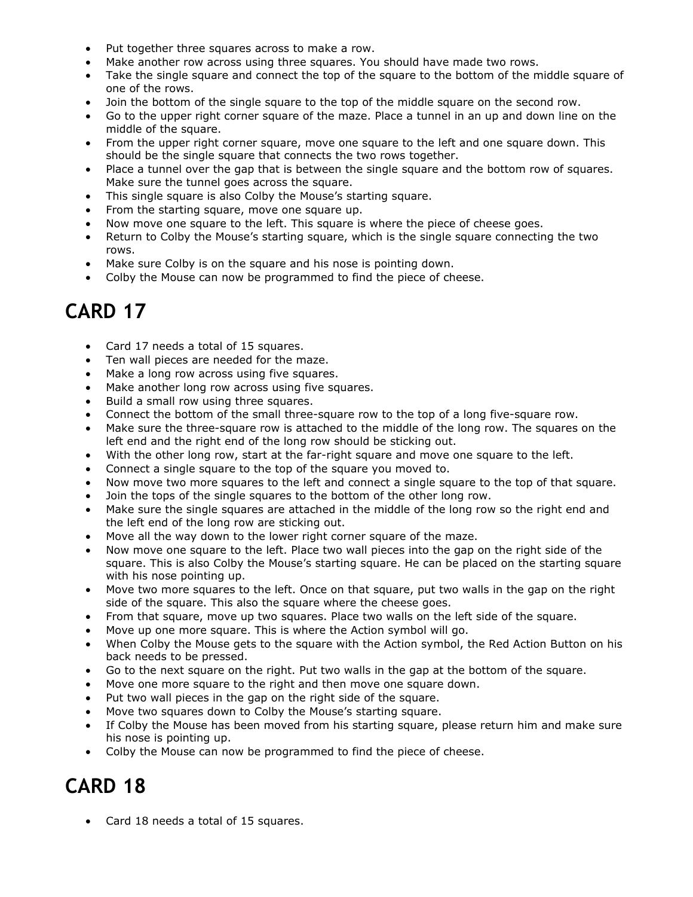- Put together three squares across to make a row.
- Make another row across using three squares. You should have made two rows.
- Take the single square and connect the top of the square to the bottom of the middle square of one of the rows.
- Join the bottom of the single square to the top of the middle square on the second row.
- Go to the upper right corner square of the maze. Place a tunnel in an up and down line on the middle of the square.
- From the upper right corner square, move one square to the left and one square down. This should be the single square that connects the two rows together.
- Place a tunnel over the gap that is between the single square and the bottom row of squares. Make sure the tunnel goes across the square.
- This single square is also Colby the Mouse's starting square.
- From the starting square, move one square up.
- Now move one square to the left. This square is where the piece of cheese goes.
- Return to Colby the Mouse's starting square, which is the single square connecting the two rows.
- Make sure Colby is on the square and his nose is pointing down.
- Colby the Mouse can now be programmed to find the piece of cheese.

# CARD 17

- Card 17 needs a total of 15 squares.
- Ten wall pieces are needed for the maze.
- Make a long row across using five squares.
- Make another long row across using five squares.
- Build a small row using three squares.
- Connect the bottom of the small three-square row to the top of a long five-square row.
- Make sure the three-square row is attached to the middle of the long row. The squares on the left end and the right end of the long row should be sticking out.
- With the other long row, start at the far-right square and move one square to the left.
- Connect a single square to the top of the square you moved to.
- Now move two more squares to the left and connect a single square to the top of that square.
- Join the tops of the single squares to the bottom of the other long row.
- Make sure the single squares are attached in the middle of the long row so the right end and the left end of the long row are sticking out.
- Move all the way down to the lower right corner square of the maze.
- Now move one square to the left. Place two wall pieces into the gap on the right side of the square. This is also Colby the Mouse's starting square. He can be placed on the starting square with his nose pointing up.
- Move two more squares to the left. Once on that square, put two walls in the gap on the right side of the square. This also the square where the cheese goes.
- From that square, move up two squares. Place two walls on the left side of the square.
- Move up one more square. This is where the Action symbol will go.
- When Colby the Mouse gets to the square with the Action symbol, the Red Action Button on his back needs to be pressed.
- Go to the next square on the right. Put two walls in the gap at the bottom of the square.
- Move one more square to the right and then move one square down.
- Put two wall pieces in the gap on the right side of the square.
- Move two squares down to Colby the Mouse's starting square.
- If Colby the Mouse has been moved from his starting square, please return him and make sure his nose is pointing up.
- Colby the Mouse can now be programmed to find the piece of cheese.

# CARD 18

- Card 18 needs a total of 15 squares.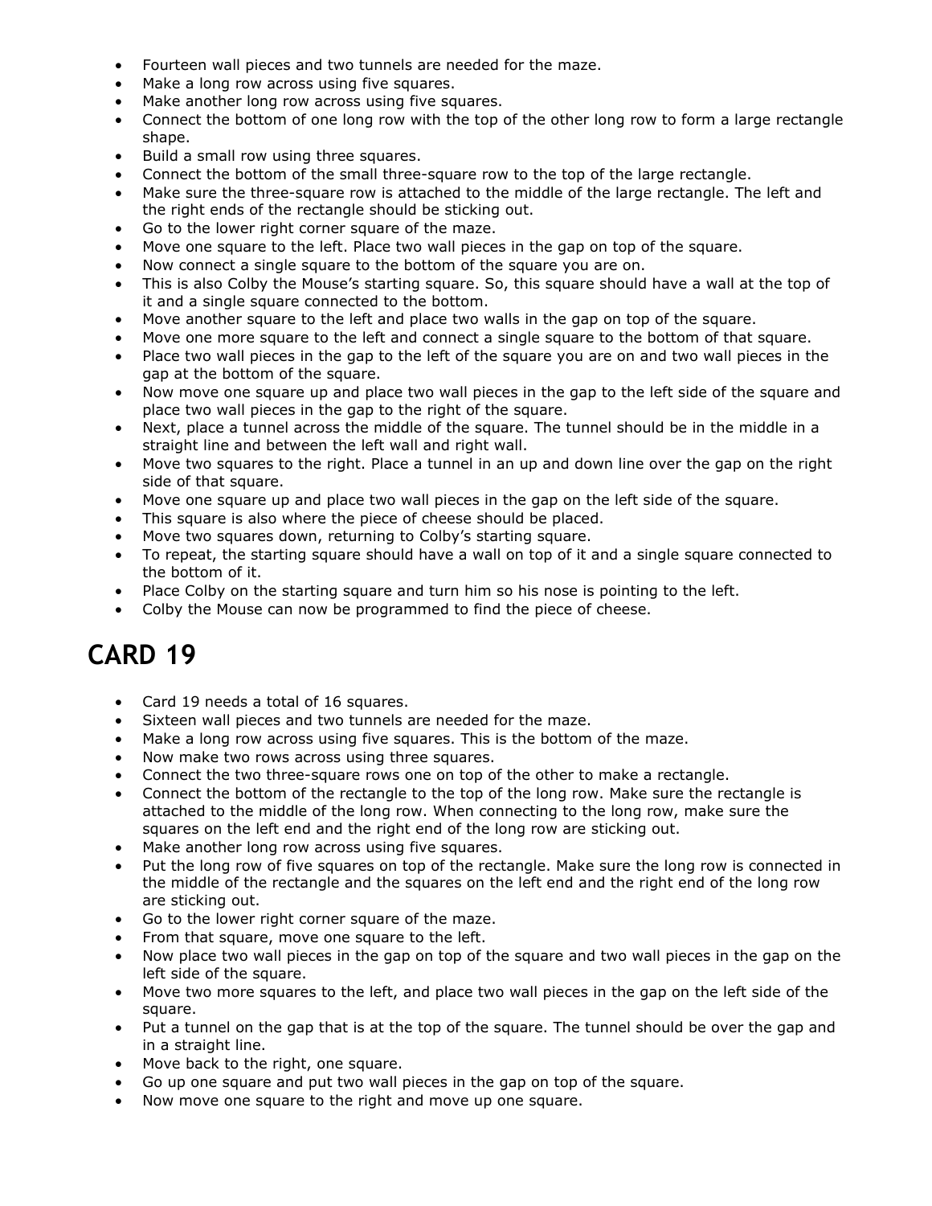- Fourteen wall pieces and two tunnels are needed for the maze.
- Make a long row across using five squares.
- Make another long row across using five squares.
- Connect the bottom of one long row with the top of the other long row to form a large rectangle shape.
- Build a small row using three squares.
- Connect the bottom of the small three-square row to the top of the large rectangle.
- Make sure the three-square row is attached to the middle of the large rectangle. The left and the right ends of the rectangle should be sticking out.
- Go to the lower right corner square of the maze.
- Move one square to the left. Place two wall pieces in the gap on top of the square.
- Now connect a single square to the bottom of the square you are on.
- This is also Colby the Mouse's starting square. So, this square should have a wall at the top of it and a single square connected to the bottom.
- Move another square to the left and place two walls in the gap on top of the square.
- Move one more square to the left and connect a single square to the bottom of that square.
- Place two wall pieces in the gap to the left of the square you are on and two wall pieces in the gap at the bottom of the square.
- Now move one square up and place two wall pieces in the gap to the left side of the square and place two wall pieces in the gap to the right of the square.
- Next, place a tunnel across the middle of the square. The tunnel should be in the middle in a straight line and between the left wall and right wall.
- Move two squares to the right. Place a tunnel in an up and down line over the gap on the right side of that square.
- Move one square up and place two wall pieces in the gap on the left side of the square.
- This square is also where the piece of cheese should be placed.
- Move two squares down, returning to Colby's starting square.
- To repeat, the starting square should have a wall on top of it and a single square connected to the bottom of it.
- Place Colby on the starting square and turn him so his nose is pointing to the left.
- Colby the Mouse can now be programmed to find the piece of cheese.

# CARD 19

- Card 19 needs a total of 16 squares.
- Sixteen wall pieces and two tunnels are needed for the maze.
- Make a long row across using five squares. This is the bottom of the maze.
- Now make two rows across using three squares.
- Connect the two three-square rows one on top of the other to make a rectangle.
- Connect the bottom of the rectangle to the top of the long row. Make sure the rectangle is attached to the middle of the long row. When connecting to the long row, make sure the squares on the left end and the right end of the long row are sticking out.
- Make another long row across using five squares.
- Put the long row of five squares on top of the rectangle. Make sure the long row is connected in the middle of the rectangle and the squares on the left end and the right end of the long row are sticking out.
- Go to the lower right corner square of the maze.
- From that square, move one square to the left.
- Now place two wall pieces in the gap on top of the square and two wall pieces in the gap on the left side of the square.
- Move two more squares to the left, and place two wall pieces in the gap on the left side of the square.
- Put a tunnel on the gap that is at the top of the square. The tunnel should be over the gap and in a straight line.
- Move back to the right, one square.
- Go up one square and put two wall pieces in the gap on top of the square.
- Now move one square to the right and move up one square.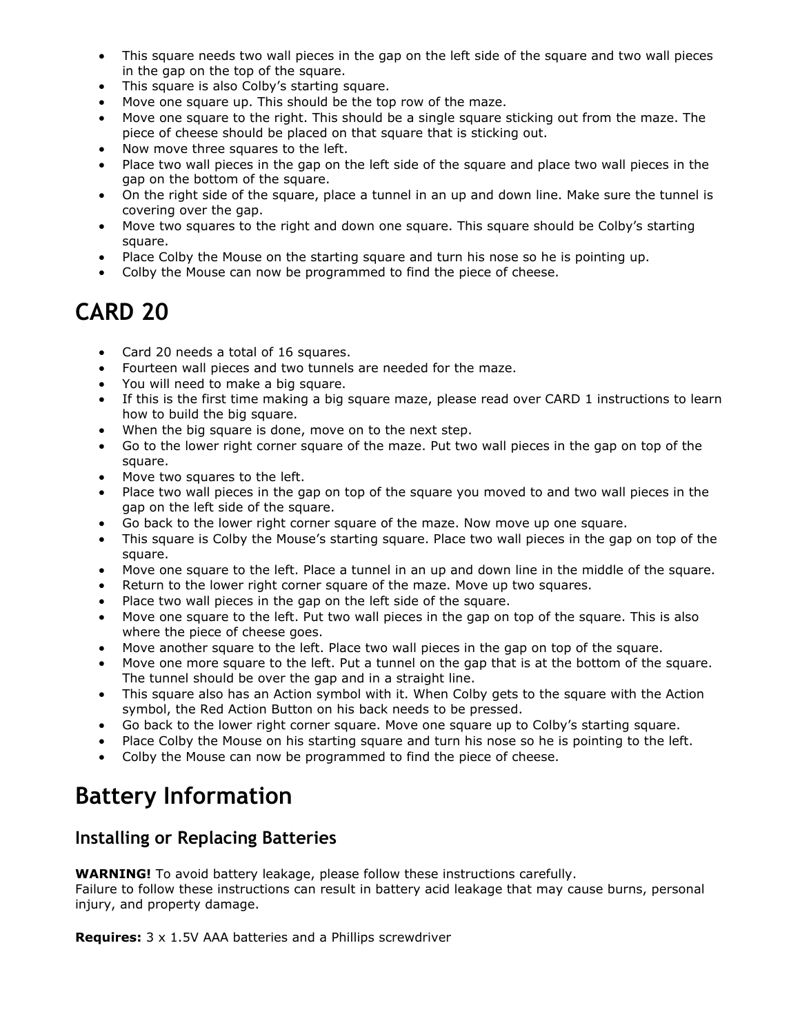- This square needs two wall pieces in the gap on the left side of the square and two wall pieces in the gap on the top of the square.
- This square is also Colby's starting square.
- Move one square up. This should be the top row of the maze.
- Move one square to the right. This should be a single square sticking out from the maze. The piece of cheese should be placed on that square that is sticking out.
- Now move three squares to the left.
- Place two wall pieces in the gap on the left side of the square and place two wall pieces in the gap on the bottom of the square.
- On the right side of the square, place a tunnel in an up and down line. Make sure the tunnel is covering over the gap.
- Move two squares to the right and down one square. This square should be Colby's starting square.
- Place Colby the Mouse on the starting square and turn his nose so he is pointing up.
- Colby the Mouse can now be programmed to find the piece of cheese.

# CARD 20

- Card 20 needs a total of 16 squares.
- Fourteen wall pieces and two tunnels are needed for the maze.
- You will need to make a big square.
- If this is the first time making a big square maze, please read over CARD 1 instructions to learn how to build the big square.
- When the big square is done, move on to the next step.
- Go to the lower right corner square of the maze. Put two wall pieces in the gap on top of the square.
- Move two squares to the left.
- Place two wall pieces in the gap on top of the square you moved to and two wall pieces in the gap on the left side of the square.
- Go back to the lower right corner square of the maze. Now move up one square.
- This square is Colby the Mouse's starting square. Place two wall pieces in the gap on top of the square.
- Move one square to the left. Place a tunnel in an up and down line in the middle of the square.
- Return to the lower right corner square of the maze. Move up two squares.
- Place two wall pieces in the gap on the left side of the square.
- Move one square to the left. Put two wall pieces in the gap on top of the square. This is also where the piece of cheese goes.
- Move another square to the left. Place two wall pieces in the gap on top of the square.
- Move one more square to the left. Put a tunnel on the gap that is at the bottom of the square. The tunnel should be over the gap and in a straight line.
- This square also has an Action symbol with it. When Colby gets to the square with the Action symbol, the Red Action Button on his back needs to be pressed.
- Go back to the lower right corner square. Move one square up to Colby's starting square.
- Place Colby the Mouse on his starting square and turn his nose so he is pointing to the left.
- Colby the Mouse can now be programmed to find the piece of cheese.

# Battery Information

## Installing or Replacing Batteries

**WARNING!** To avoid battery leakage, please follow these instructions carefully.
Failure to follow these instructions can result in battery acid leakage that may cause burns, personal injury, and property damage.

**Requires:** 3 x 1.5V AAA batteries and a Phillips screwdriver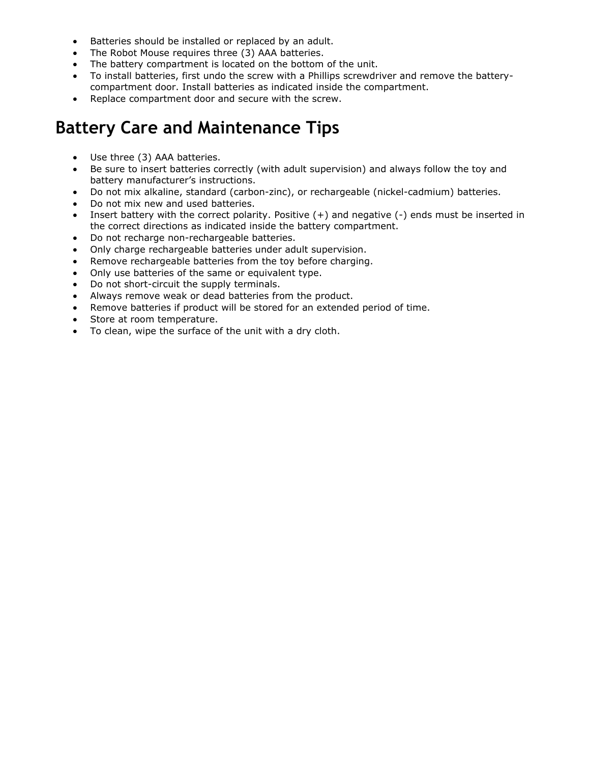- Batteries should be installed or replaced by an adult.
- The Robot Mouse requires three (3) AAA batteries.
- The battery compartment is located on the bottom of the unit.
- To install batteries, first undo the screw with a Phillips screwdriver and remove the battery-compartment door. Install batteries as indicated inside the compartment.
- Replace compartment door and secure with the screw.

## Battery Care and Maintenance Tips

- Use three (3) AAA batteries.
- Be sure to insert batteries correctly (with adult supervision) and always follow the toy and battery manufacturer's instructions.
- Do not mix alkaline, standard (carbon-zinc), or rechargeable (nickel-cadmium) batteries.
- Do not mix new and used batteries.
- Insert battery with the correct polarity. Positive (+) and negative (-) ends must be inserted in the correct directions as indicated inside the battery compartment.
- Do not recharge non-rechargeable batteries.
- Only charge rechargeable batteries under adult supervision.
- Remove rechargeable batteries from the toy before charging.
- Only use batteries of the same or equivalent type.
- Do not short-circuit the supply terminals.
- Always remove weak or dead batteries from the product.
- Remove batteries if product will be stored for an extended period of time.
- Store at room temperature.
- To clean, wipe the surface of the unit with a dry cloth.